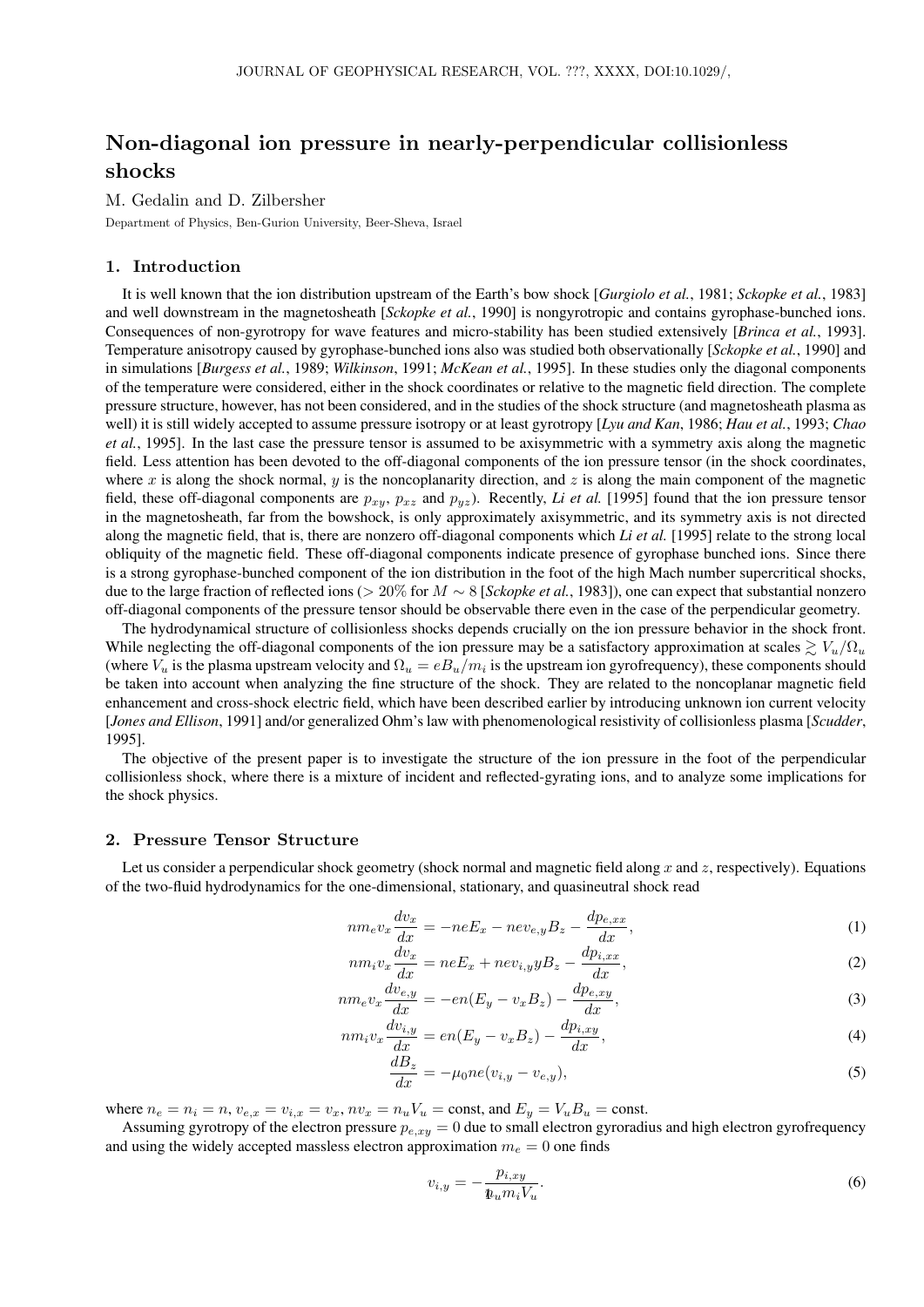# Non-diagonal ion pressure in nearly-perpendicular collisionless shocks

M. Gedalin and D. Zilbersher

Department of Physics, Ben-Gurion University, Beer-Sheva, Israel

## 1. Introduction

It is well known that the ion distribution upstream of the Earth's bow shock [*Gurgiolo et al.*, 1981; *Sckopke et al.*, 1983] and well downstream in the magnetosheath [*Sckopke et al.*, 1990] is nongyrotropic and contains gyrophase-bunched ions. Consequences of non-gyrotropy for wave features and micro-stability has been studied extensively [*Brinca et al.*, 1993]. Temperature anisotropy caused by gyrophase-bunched ions also was studied both observationally [*Sckopke et al.*, 1990] and in simulations [*Burgess et al.*, 1989; *Wilkinson*, 1991; *McKean et al.*, 1995]. In these studies only the diagonal components of the temperature were considered, either in the shock coordinates or relative to the magnetic field direction. The complete pressure structure, however, has not been considered, and in the studies of the shock structure (and magnetosheath plasma as well) it is still widely accepted to assume pressure isotropy or at least gyrotropy [*Lyu and Kan*, 1986; *Hau et al.*, 1993; *Chao et al.*, 1995]. In the last case the pressure tensor is assumed to be axisymmetric with a symmetry axis along the magnetic field. Less attention has been devoted to the off-diagonal components of the ion pressure tensor (in the shock coordinates, where $x$ is along the shock normal, $y$ is the noncoplanarity direction, and $z$ is along the main component of the magnetic field, these off-diagonal components are $p_{xy}$, $p_{xz}$ and $p_{yz}$). Recently, *Li et al.* [1995] found that the ion pressure tensor in the magnetosheath, far from the bowshock, is only approximately axisymmetric, and its symmetry axis is not directed along the magnetic field, that is, there are nonzero off-diagonal components which *Li et al.* [1995] relate to the strong local obliquity of the magnetic field. These off-diagonal components indicate presence of gyrophase bunched ions. Since there is a strong gyrophase-bunched component of the ion distribution in the foot of the high Mach number supercritical shocks, due to the large fraction of reflected ions ($> 20\%$ for $M \sim 8$ [*Sckopke et al.*, 1983]), one can expect that substantial nonzero off-diagonal components of the pressure tensor should be observable there even in the case of the perpendicular geometry.

The hydrodynamical structure of collisionless shocks depends crucially on the ion pressure behavior in the shock front. While neglecting the off-diagonal components of the ion pressure may be a satisfactory approximation at scales $\gtrsim V_u/\Omega_u$ (where $V_u$ is the plasma upstream velocity and $\Omega_u = eB_u/m_i$ is the upstream ion gyrofrequency), these components should be taken into account when analyzing the fine structure of the shock. They are related to the noncoplanar magnetic field enhancement and cross-shock electric field, which have been described earlier by introducing unknown ion current velocity [*Jones and Ellison*, 1991] and/or generalized Ohm's law with phenomenological resistivity of collisionless plasma [*Scudder*, 1995].

The objective of the present paper is to investigate the structure of the ion pressure in the foot of the perpendicular collisionless shock, where there is a mixture of incident and reflected-gyrating ions, and to analyze some implications for the shock physics.

## 2. Pressure Tensor Structure

Let us consider a perpendicular shock geometry (shock normal and magnetic field along $x$ and $z$, respectively). Equations of the two-fluid hydrodynamics for the one-dimensional, stationary, and quasineutral shock read

$$nm_e v_x \frac{dv_x}{dx} = -neE_x - nev_{e,y}B_z - \frac{dp_{e,xx}}{dx}, \tag{1}$$

$$nm_i v_x \frac{dv_x}{dx} = neE_x + nev_{i,y}yB_z - \frac{dp_{i,xx}}{dx}, \tag{2}$$

$$nm_e v_x \frac{dv_{e,y}}{dx} = -en(E_y - v_xB_z) - \frac{dp_{e,xy}}{dx}, \tag{3}$$

$$nm_i v_x \frac{dv_{i,y}}{dx} = en(E_y - v_xB_z) - \frac{dp_{i,xy}}{dx}, \tag{4}$$

$$\frac{dB_z}{dx} = -\mu_0 ne(v_{i,y} - v_{e,y}), \tag{5}$$

where $n_e = n_i = n$, $v_{e,x} = v_{i,x} = v_x$, $nv_x = n_uV_u = \text{const}$, and $E_y = V_uB_u = \text{const}$.

Assuming gyrotropy of the electron pressure $p_{e,xy} = 0$ due to small electron gyroradius and high electron gyrofrequency and using the widely accepted massless electron approximation $m_e = 0$ one finds

$$v_{i,y} = -\frac{p_{i,xy}}{n_u m_i V_u}. \tag{6}$$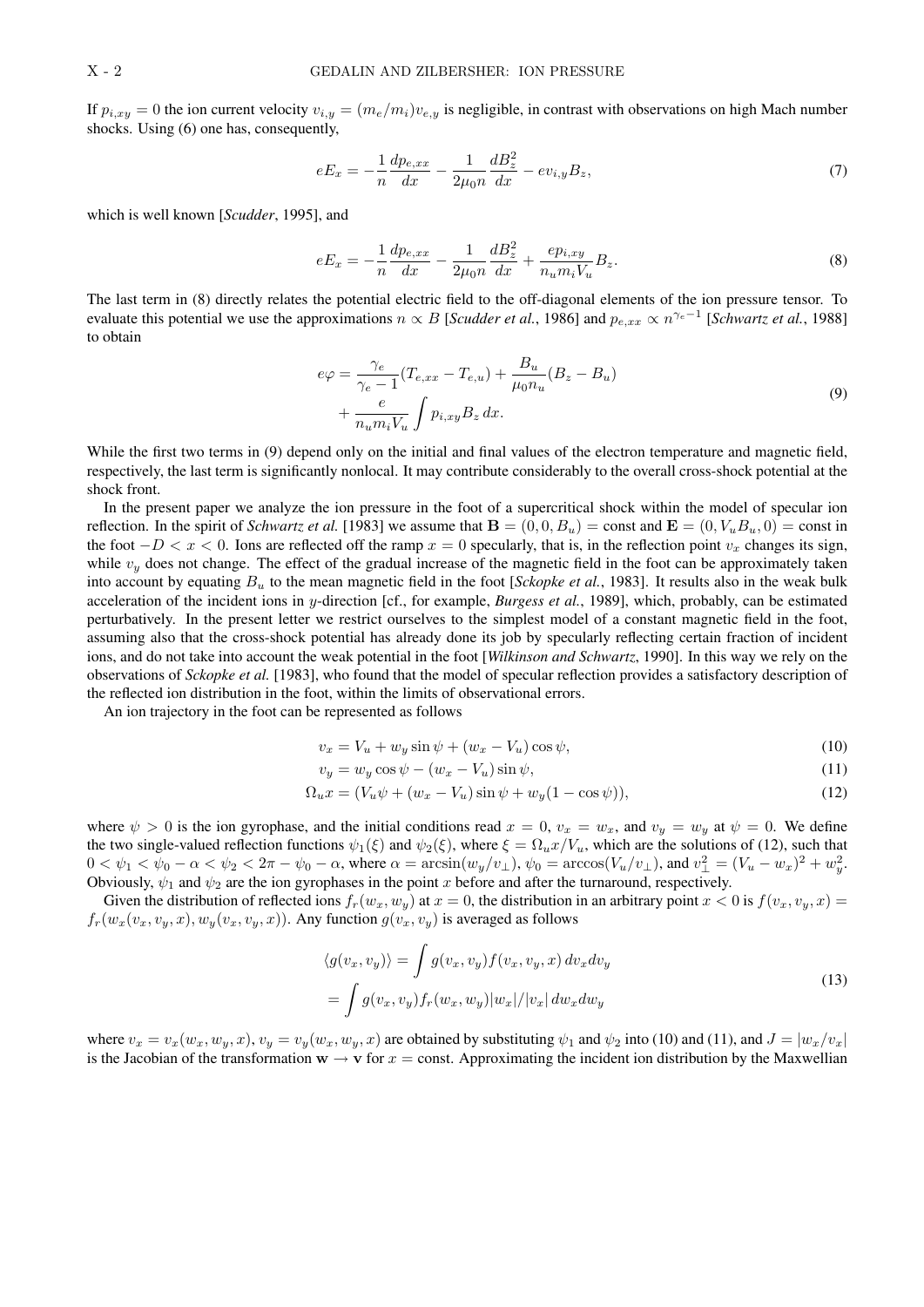If $p_{i,xy} = 0$ the ion current velocity $v_{i,y} = (m_e/m_i)v_{e,y}$ is negligible, in contrast with observations on high Mach number shocks. Using (6) one has, consequently,

$$eE_x = -\frac{1}{n}\frac{dp_{e,xx}}{dx} - \frac{1}{2\mu_0 n}\frac{dB_z^2}{dx} - ev_{i,y}B_z, \tag{7}$$

which is well known [*Scudder*, 1995], and

$$eE_x = -\frac{1}{n}\frac{dp_{e,xx}}{dx} - \frac{1}{2\mu_0 n}\frac{dB_z^2}{dx} + \frac{ep_{i,xy}}{n_u m_i V_u}B_z. \tag{8}$$

The last term in (8) directly relates the potential electric field to the off-diagonal elements of the ion pressure tensor. To evaluate this potential we use the approximations $n \propto B$ [*Scudder et al.*, 1986] and $p_{e,xx} \propto n^{\gamma_e - 1}$ [*Schwartz et al.*, 1988] to obtain

$$\begin{aligned} e\varphi &= \frac{\gamma_e}{\gamma_e - 1}(T_{e,xx} - T_{e,u}) + \frac{B_u}{\mu_0 n_u}(B_z - B_u) \\ &+ \frac{e}{n_u m_i V_u}\int p_{i,xy}B_z\,dx. \end{aligned} \tag{9}$$

While the first two terms in (9) depend only on the initial and final values of the electron temperature and magnetic field, respectively, the last term is significantly nonlocal. It may contribute considerably to the overall cross-shock potential at the shock front.

In the present paper we analyze the ion pressure in the foot of a supercritical shock within the model of specular ion reflection. In the spirit of *Schwartz et al.* [1983] we assume that $\mathbf{B} = (0, 0, B_u) =$ const and $\mathbf{E} = (0, V_u B_u, 0) =$ const in the foot $-D < x < 0$. Ions are reflected off the ramp $x = 0$ specularly, that is, in the reflection point $v_x$ changes its sign, while $v_y$ does not change. The effect of the gradual increase of the magnetic field in the foot can be approximately taken into account by equating $B_u$ to the mean magnetic field in the foot [*Sckopke et al.*, 1983]. It results also in the weak bulk acceleration of the incident ions in $y$-direction [cf., for example, *Burgess et al.*, 1989], which, probably, can be estimated perturbatively. In the present letter we restrict ourselves to the simplest model of a constant magnetic field in the foot, assuming also that the cross-shock potential has already done its job by specularly reflecting certain fraction of incident ions, and do not take into account the weak potential in the foot [*Wilkinson and Schwartz*, 1990]. In this way we rely on the observations of *Sckopke et al.* [1983], who found that the model of specular reflection provides a satisfactory description of the reflected ion distribution in the foot, within the limits of observational errors.

An ion trajectory in the foot can be represented as follows

$$v_x = V_u + w_y \sin\psi + (w_x - V_u)\cos\psi, \tag{10}$$

$$v_y = w_y \cos\psi - (w_x - V_u)\sin\psi, \tag{11}$$

$$\Omega_u x = (V_u\psi + (w_x - V_u)\sin\psi + w_y(1 - \cos\psi)), \tag{12}$$

where $\psi > 0$ is the ion gyrophase, and the initial conditions read $x = 0$, $v_x = w_x$, and $v_y = w_y$ at $\psi = 0$. We define the two single-valued reflection functions $\psi_1(\xi)$ and $\psi_2(\xi)$, where $\xi = \Omega_u x/V_u$, which are the solutions of (12), such that $0 < \psi_1 < \psi_0 - \alpha < \psi_2 < 2\pi - \psi_0 - \alpha$, where $\alpha = \arcsin(w_y/v_\perp)$, $\psi_0 = \arccos(V_u/v_\perp)$, and $v_\perp^2 = (V_u - w_x)^2 + w_y^2$. Obviously, $\psi_1$ and $\psi_2$ are the ion gyrophases in the point $x$ before and after the turnaround, respectively.

Given the distribution of reflected ions $f_r(w_x, w_y)$ at $x = 0$, the distribution in an arbitrary point $x < 0$ is $f(v_x, v_y, x) = f_r(w_x(v_x, v_y, x), w_y(v_x, v_y, x))$. Any function $g(v_x, v_y)$ is averaged as follows

$$\begin{aligned} \langle g(v_x, v_y)\rangle &= \int g(v_x, v_y)f(v_x, v_y, x)\,dv_x dv_y \\ &= \int g(v_x, v_y)f_r(w_x, w_y)|w_x|/|v_x|\,dw_x dw_y \end{aligned} \tag{13}$$

where $v_x = v_x(w_x, w_y, x)$, $v_y = v_y(w_x, w_y, x)$ are obtained by substituting $\psi_1$ and $\psi_2$ into (10) and (11), and $J = |w_x/v_x|$ is the Jacobian of the transformation $\mathbf{w} \to \mathbf{v}$ for $x =$ const. Approximating the incident ion distribution by the Maxwellian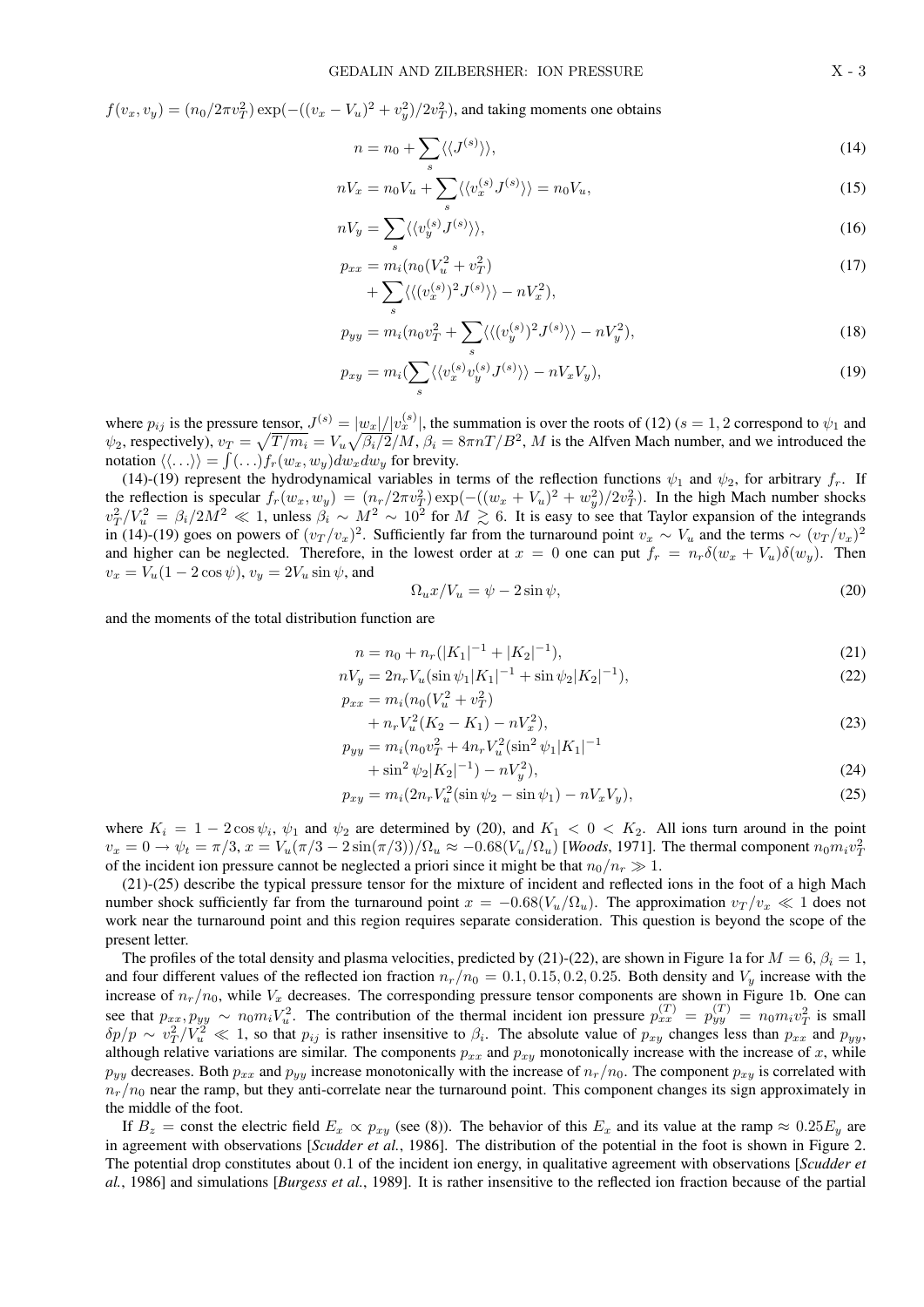$f(v_x, v_y) = (n_0/2\pi v_T^2)\exp(-((v_x - V_u)^2 + v_y^2)/2v_T^2)$, and taking moments one obtains

$$n = n_0 + \sum_s \langle\langle J^{(s)} \rangle\rangle, \tag{14}$$

$$nV_x = n_0 V_u + \sum_s \langle\langle v_x^{(s)} J^{(s)} \rangle\rangle = n_0 V_u, \tag{15}$$

$$nV_y = \sum_s \langle\langle v_y^{(s)} J^{(s)} \rangle\rangle, \tag{16}$$

$$p_{xx} = m_i(n_0(V_u^2 + v_T^2) + \sum_s \langle\langle (v_x^{(s)})^2 J^{(s)} \rangle\rangle - nV_x^2), \tag{17}$$

$$p_{yy} = m_i(n_0 v_T^2 + \sum_s \langle\langle (v_y^{(s)})^2 J^{(s)} \rangle\rangle - nV_y^2), \tag{18}$$

$$p_{xy} = m_i(\sum_s \langle\langle v_x^{(s)} v_y^{(s)} J^{(s)} \rangle\rangle - nV_x V_y), \tag{19}$$

where $p_{ij}$ is the pressure tensor, $J^{(s)} = |w_x|/|v_x^{(s)}|$, the summation is over the roots of (12) ($s = 1, 2$ correspond to $\psi_1$ and $\psi_2$, respectively), $v_T = \sqrt{T/m_i} = V_u\sqrt{\beta_i/2}/M$, $\beta_i = 8\pi nT/B^2$, $M$ is the Alfven Mach number, and we introduced the notation $\langle\langle \ldots \rangle\rangle = \int(\ldots)f_r(w_x, w_y)dw_x dw_y$ for brevity.

(14)-(19) represent the hydrodynamical variables in terms of the reflection functions $\psi_1$ and $\psi_2$, for arbitrary $f_r$. If the reflection is specular $f_r(w_x, w_y) = (n_r/2\pi v_T^2)\exp(-((w_x + V_u)^2 + w_y^2)/2v_T^2)$. In the high Mach number shocks $v_T^2/V_u^2 = \beta_i/2M^2 \ll 1$, unless $\beta_i \sim M^2 \sim 10^2$ for $M \gtrsim 6$. It is easy to see that Taylor expansion of the integrands in (14)-(19) goes on powers of $(v_T/v_x)^2$. Sufficiently far from the turnaround point $v_x \sim V_u$ and the terms $\sim (v_T/v_x)^2$ and higher can be neglected. Therefore, in the lowest order at $x = 0$ one can put $f_r = n_r\delta(w_x + V_u)\delta(w_y)$. Then $v_x = V_u(1 - 2\cos\psi)$, $v_y = 2V_u \sin\psi$, and

$$\Omega_u x/V_u = \psi - 2\sin\psi, \tag{20}$$

and the moments of the total distribution function are

$$n = n_0 + n_r(|K_1|^{-1} + |K_2|^{-1}), \tag{21}$$

$$nV_y = 2n_r V_u(\sin\psi_1 |K_1|^{-1} + \sin\psi_2 |K_2|^{-1}), \tag{22}$$

$$p_{xx} = m_i(n_0(V_u^2 + v_T^2) + n_r V_u^2(K_2 - K_1) - nV_x^2), \tag{23}$$

$$p_{yy} = m_i(n_0 v_T^2 + 4n_r V_u^2(\sin^2\psi_1 |K_1|^{-1} + \sin^2\psi_2 |K_2|^{-1}) - nV_y^2), \tag{24}$$

$$p_{xy} = m_i(2n_r V_u^2(\sin\psi_2 - \sin\psi_1) - nV_x V_y), \tag{25}$$

where $K_i = 1 - 2\cos\psi_i$, $\psi_1$ and $\psi_2$ are determined by (20), and $K_1 < 0 < K_2$. All ions turn around in the point $v_x = 0 \rightarrow \psi_t = \pi/3$, $x = V_u(\pi/3 - 2\sin(\pi/3))/\Omega_u \approx -0.68(V_u/\Omega_u)$ [*Woods*, 1971]. The thermal component $n_0 m_i v_T^2$ of the incident ion pressure cannot be neglected a priori since it might be that $n_0/n_r \gg 1$.

(21)-(25) describe the typical pressure tensor for the mixture of incident and reflected ions in the foot of a high Mach number shock sufficiently far from the turnaround point $x = -0.68(V_u/\Omega_u)$. The approximation $v_T/v_x \ll 1$ does not work near the turnaround point and this region requires separate consideration. This question is beyond the scope of the present letter.

The profiles of the total density and plasma velocities, predicted by (21)-(22), are shown in Figure 1a for $M = 6$, $\beta_i = 1$, and four different values of the reflected ion fraction $n_r/n_0 = 0.1, 0.15, 0.2, 0.25$. Both density and $V_y$ increase with the increase of $n_r/n_0$, while $V_x$ decreases. The corresponding pressure tensor components are shown in Figure 1b. One can see that $p_{xx}, p_{yy} \sim n_0 m_i V_u^2$. The contribution of the thermal incident ion pressure $p_{xx}^{(T)} = p_{yy}^{(T)} = n_0 m_i v_T^2$ is small $\delta p/p \sim v_T^2/V_u^2 \ll 1$, so that $p_{ij}$ is rather insensitive to $\beta_i$. The absolute value of $p_{xy}$ changes less than $p_{xx}$ and $p_{yy}$, although relative variations are similar. The components $p_{xx}$ and $p_{yy}$ monotonically increase with the increase of $x$, while $p_{yy}$ decreases. Both $p_{xx}$ and $p_{yy}$ increase monotonically with the increase of $n_r/n_0$. The component $p_{xy}$ is correlated with $n_r/n_0$ near the ramp, but they anti-correlate near the turnaround point. This component changes its sign approximately in the middle of the foot.

If $B_z = \text{const}$ the electric field $E_x \propto p_{xy}$ (see (8)). The behavior of this $E_x$ and its value at the ramp $\approx 0.25E_y$ are in agreement with observations [*Scudder et al.*, 1986]. The distribution of the potential in the foot is shown in Figure 2. The potential drop constitutes about 0.1 of the incident ion energy, in qualitative agreement with observations [*Scudder et al.*, 1986] and simulations [*Burgess et al.*, 1989]. It is rather insensitive to the reflected ion fraction because of the partial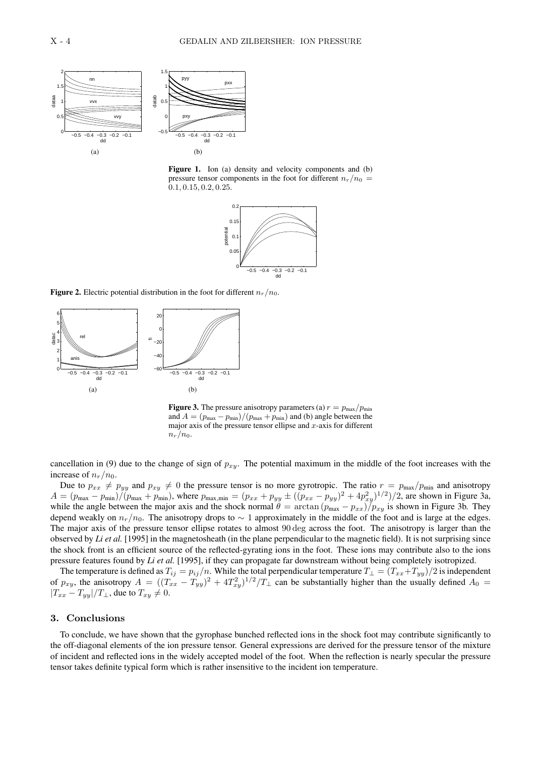**Figure 1.** Ion (a) density and velocity components and (b) pressure tensor components in the foot for different $n_r/n_0 = 0.1, 0.15, 0.2, 0.25$.

**Figure 2.** Electric potential distribution in the foot for different $n_r/n_0$.

**Figure 3.** The pressure anisotropy parameters (a) $r = p_{\max}/p_{\min}$ and $A = (p_{\max} - p_{\min})/(p_{\max} + p_{\min})$ and (b) angle between the major axis of the pressure tensor ellipse and $x$-axis for different $n_r/n_0$.

cancellation in (9) due to the change of sign of $p_{xy}$. The potential maximum in the middle of the foot increases with the increase of $n_r/n_0$.

Due to $p_{xx} \neq p_{yy}$ and $p_{xy} \neq 0$ the pressure tensor is no more gyrotropic. The ratio $r = p_{\max}/p_{\min}$ and anisotropy $A = (p_{\max} - p_{\min})/(p_{\max} + p_{\min})$, where $p_{\max,\min} = (p_{xx} + p_{yy} \pm ((p_{xx} - p_{yy})^2 + 4p_{xy}^2)^{1/2})/2$, are shown in Figure 3a, while the angle between the major axis and the shock normal $\theta = \arctan{(p_{\max} - p_{xx})}/p_{xy}$ is shown in Figure 3b. They depend weakly on $n_r/n_0$. The anisotropy drops to $\sim 1$ approximately in the middle of the foot and is large at the edges. The major axis of the pressure tensor ellipse rotates to almost $90\,\mathrm{deg}$ across the foot. The anisotropy is larger than the observed by *Li et al.* [1995] in the magnetosheath (in the plane perpendicular to the magnetic field). It is not surprising since the shock front is an efficient source of the reflected-gyrating ions in the foot. These ions may contribute also to the ions pressure features found by *Li et al.* [1995], if they can propagate far downstream without being completely isotropized.

The temperature is defined as $T_{ij} = p_{ij}/n$. While the total perpendicular temperature $T_\perp = (T_{xx} + T_{yy})/2$ is independent of $p_{xy}$, the anisotropy $A = ((T_{xx} - T_{yy})^2 + 4T_{xy}^2)^{1/2}/T_\perp$ can be substantially higher than the usually defined $A_0 = |T_{xx} - T_{yy}|/T_\perp$, due to $T_{xy} \neq 0$.

## 3. Conclusions

To conclude, we have shown that the gyrophase bunched reflected ions in the shock foot may contribute significantly to the off-diagonal elements of the ion pressure tensor. General expressions are derived for the pressure tensor of the mixture of incident and reflected ions in the widely accepted model of the foot. When the reflection is nearly specular the pressure tensor takes definite typical form which is rather insensitive to the incident ion temperature.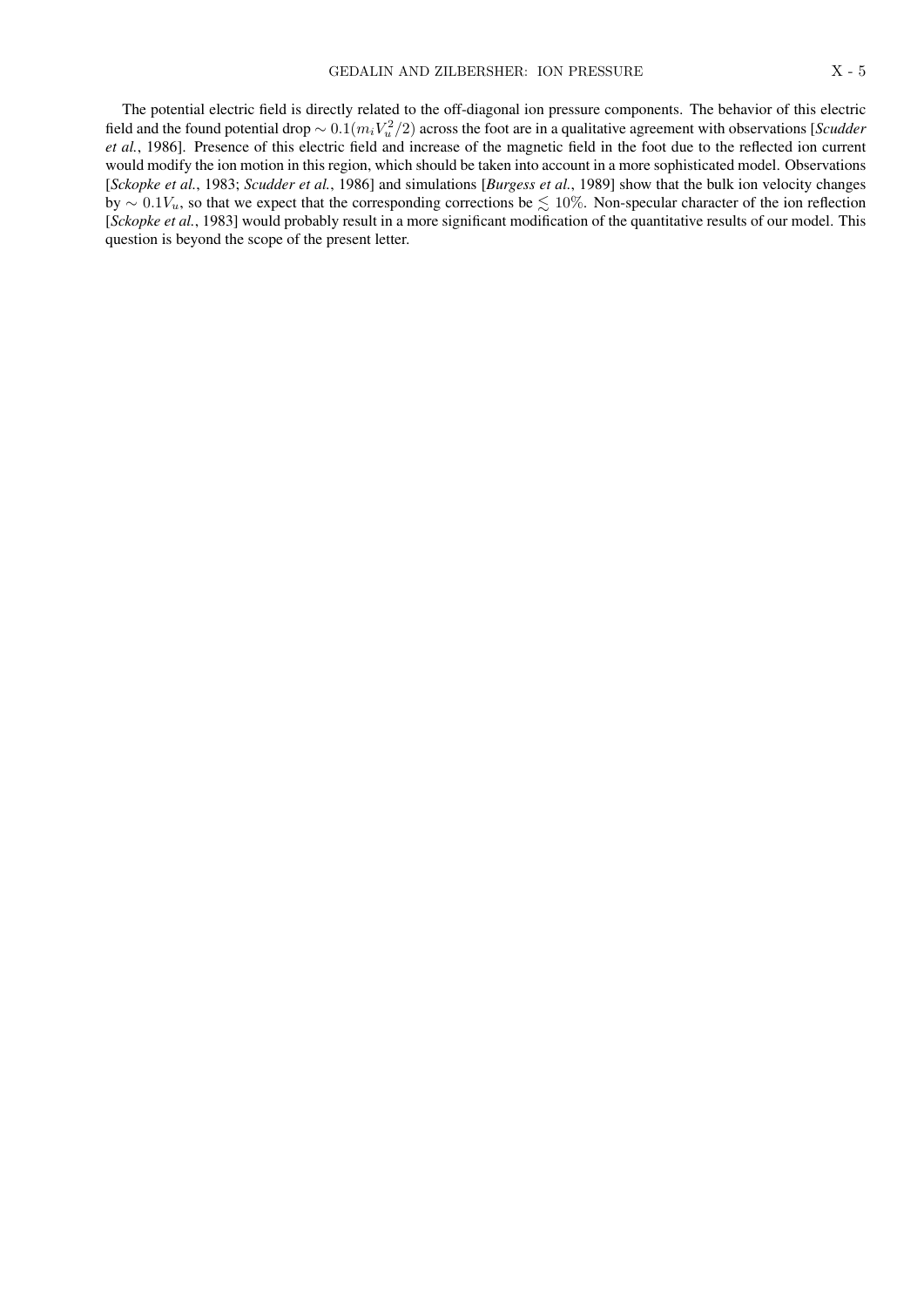The potential electric field is directly related to the off-diagonal ion pressure components. The behavior of this electric field and the found potential drop $\sim 0.1(m_i V_u^2/2)$ across the foot are in a qualitative agreement with observations [*Scudder et al.*, 1986]. Presence of this electric field and increase of the magnetic field in the foot due to the reflected ion current would modify the ion motion in this region, which should be taken into account in a more sophisticated model. Observations [*Sckopke et al.*, 1983; *Scudder et al.*, 1986] and simulations [*Burgess et al.*, 1989] show that the bulk ion velocity changes by $\sim 0.1V_u$, so that we expect that the corresponding corrections be $\lesssim 10\%$. Non-specular character of the ion reflection [*Sckopke et al.*, 1983] would probably result in a more significant modification of the quantitative results of our model. This question is beyond the scope of the present letter.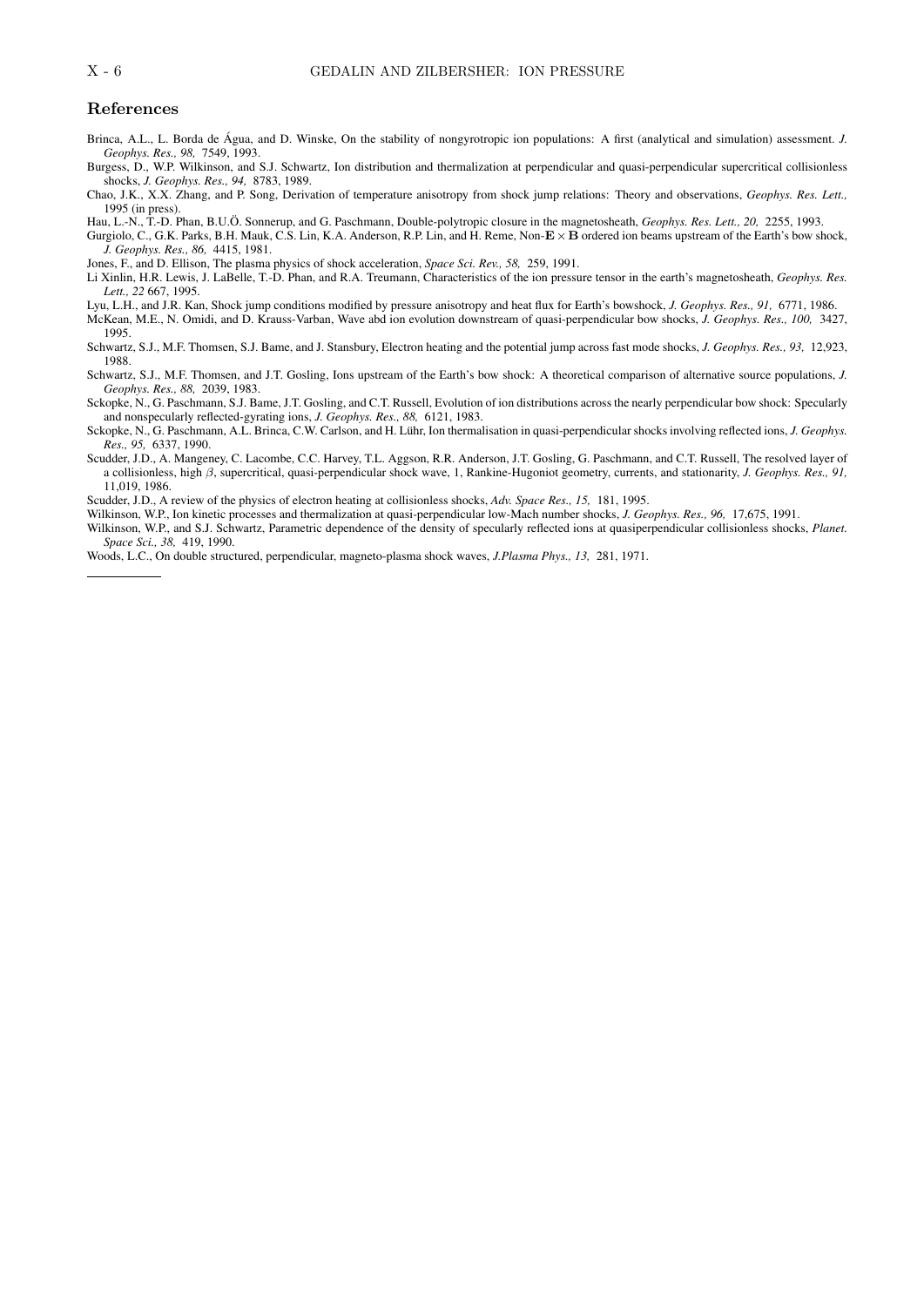## References

Brinca, A.L., L. Borda de Água, and D. Winske, On the stability of nongyrotropic ion populations: A first (analytical and simulation) assessment. *J. Geophys. Res., 98,* 7549, 1993.

Burgess, D., W.P. Wilkinson, and S.J. Schwartz, Ion distribution and thermalization at perpendicular and quasi-perpendicular supercritical collisionless shocks, *J. Geophys. Res., 94,* 8783, 1989.

Chao, J.K., X.X. Zhang, and P. Song, Derivation of temperature anisotropy from shock jump relations: Theory and observations, *Geophys. Res. Lett.,* 1995 (in press).

Hau, L.-N., T.-D. Phan, B.U.Ö. Sonnerup, and G. Paschmann, Double-polytropic closure in the magnetosheath, *Geophys. Res. Lett., 20,* 2255, 1993.

Gurgiolo, C., G.K. Parks, B.H. Mauk, C.S. Lin, K.A. Anderson, R.P. Lin, and H. Reme, Non-$\mathbf{E} \times \mathbf{B}$ ordered ion beams upstream of the Earth's bow shock, *J. Geophys. Res., 86,* 4415, 1981.

Jones, F., and D. Ellison, The plasma physics of shock acceleration, *Space Sci. Rev., 58,* 259, 1991.

Li Xinlin, H.R. Lewis, J. LaBelle, T.-D. Phan, and R.A. Treumann, Characteristics of the ion pressure tensor in the earth's magnetosheath, *Geophys. Res. Lett., 22* 667, 1995.

Lyu, L.H., and J.R. Kan, Shock jump conditions modified by pressure anisotropy and heat flux for Earth's bowshock, *J. Geophys. Res., 91,* 6771, 1986.

McKean, M.E., N. Omidi, and D. Krauss-Varban, Wave abd ion evolution downstream of quasi-perpendicular bow shocks, *J. Geophys. Res., 100,* 3427, 1995.

Schwartz, S.J., M.F. Thomsen, S.J. Bame, and J. Stansbury, Electron heating and the potential jump across fast mode shocks, *J. Geophys. Res., 93,* 12,923, 1988.

Schwartz, S.J., M.F. Thomsen, and J.T. Gosling, Ions upstream of the Earth's bow shock: A theoretical comparison of alternative source populations, *J. Geophys. Res., 88,* 2039, 1983.

Sckopke, N., G. Paschmann, S.J. Bame, J.T. Gosling, and C.T. Russell, Evolution of ion distributions across the nearly perpendicular bow shock: Specularly and nonspecularly reflected-gyrating ions, *J. Geophys. Res., 88,* 6121, 1983.

Sckopke, N., G. Paschmann, A.L. Brinca, C.W. Carlson, and H. Lühr, Ion thermalisation in quasi-perpendicular shocks involving reflected ions, *J. Geophys. Res., 95,* 6337, 1990.

Scudder, J.D., A. Mangeney, C. Lacombe, C.C. Harvey, T.L. Aggson, R.R. Anderson, J.T. Gosling, G. Paschmann, and C.T. Russell, The resolved layer of a collisionless, high $\beta$, supercritical, quasi-perpendicular shock wave, 1, Rankine-Hugoniot geometry, currents, and stationarity, *J. Geophys. Res., 91,* 11,019, 1986.

Scudder, J.D., A review of the physics of electron heating at collisionless shocks, *Adv. Space Res., 15,* 181, 1995.

Wilkinson, W.P., Ion kinetic processes and thermalization at quasi-perpendicular low-Mach number shocks, *J. Geophys. Res., 96,* 17,675, 1991.

Wilkinson, W.P., and S.J. Schwartz, Parametric dependence of the density of specularly reflected ions at quasiperpendicular collisionless shocks, *Planet. Space Sci., 38,* 419, 1990.

Woods, L.C., On double structured, perpendicular, magneto-plasma shock waves, *J.Plasma Phys., 13,* 281, 1971.